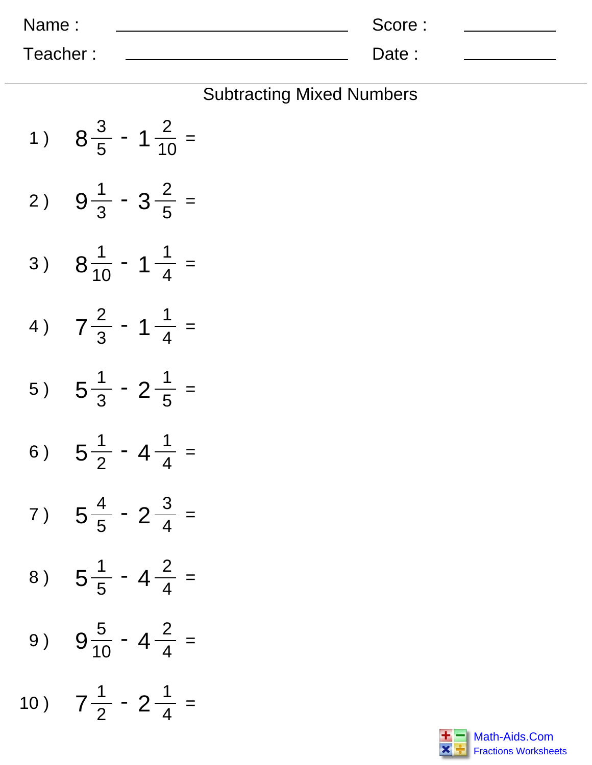Name : ____________________________ Score : __________

Teacher : ____________________________ Date : __________

## Subtracting Mixed Numbers

1 ) $8\frac{3}{5} - 1\frac{2}{10} =$

2 ) $9\frac{1}{3} - 3\frac{2}{5} =$

3 ) $8\frac{1}{10} - 1\frac{1}{4} =$

4 ) $7\frac{2}{3} - 1\frac{1}{4} =$

5 ) $5\frac{1}{3} - 2\frac{1}{5} =$

6 ) $5\frac{1}{2} - 4\frac{1}{4} =$

7 ) $5\frac{4}{5} - 2\frac{3}{4} =$

8 ) $5\frac{1}{5} - 4\frac{2}{4} =$

9 ) $9\frac{5}{10} - 4\frac{2}{4} =$

10 ) $7\frac{1}{2} - 2\frac{1}{4} =$

Math-Aids.Com
Fractions Worksheets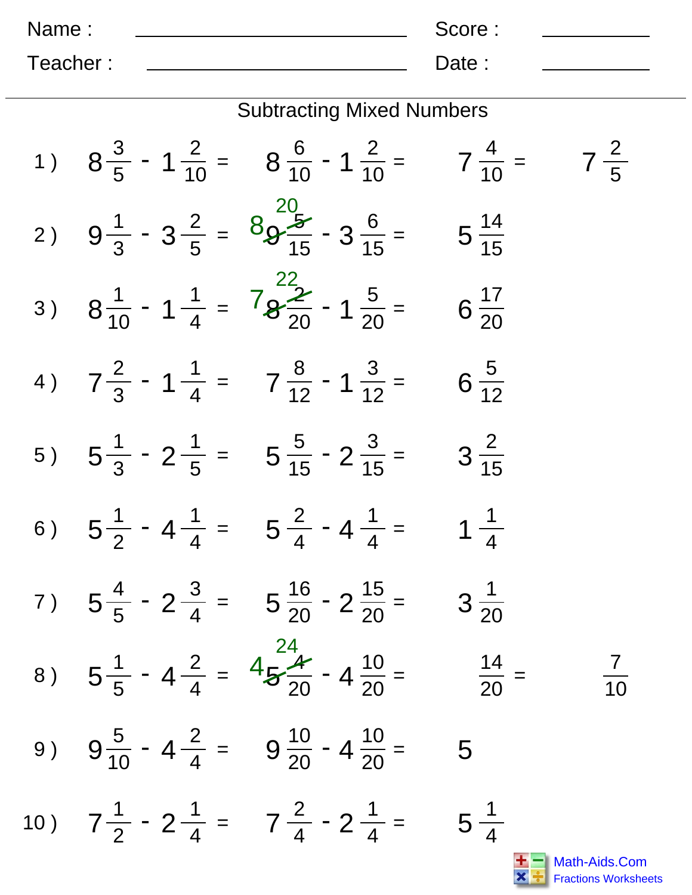Name : ______________________ Score : __________

Teacher : ______________________ Date : __________

## Subtracting Mixed Numbers

1 ) $8\frac{3}{5} - 1\frac{2}{10} = 8\frac{6}{10} - 1\frac{2}{10} = 7\frac{4}{10} = 7\frac{2}{5}$

2 ) $9\frac{1}{3} - 3\frac{2}{5} = 9\frac{5}{15} - 3\frac{6}{15} = 8\frac{20}{15} - 3\frac{6}{15} = 5\frac{14}{15}$

3 ) $8\frac{1}{10} - 1\frac{1}{4} = 8\frac{2}{20} - 1\frac{5}{20} = 7\frac{22}{20} - 1\frac{5}{20} = 6\frac{17}{20}$

4 ) $7\frac{2}{3} - 1\frac{1}{4} = 7\frac{8}{12} - 1\frac{3}{12} = 6\frac{5}{12}$

5 ) $5\frac{1}{3} - 2\frac{1}{5} = 5\frac{5}{15} - 2\frac{3}{15} = 3\frac{2}{15}$

6 ) $5\frac{1}{2} - 4\frac{1}{4} = 5\frac{2}{4} - 4\frac{1}{4} = 1\frac{1}{4}$

7 ) $5\frac{4}{5} - 2\frac{3}{4} = 5\frac{16}{20} - 2\frac{15}{20} = 3\frac{1}{20}$

8 ) $5\frac{1}{5} - 4\frac{2}{4} = 5\frac{4}{20} - 4\frac{10}{20} = 4\frac{24}{20} - 4\frac{10}{20} = \frac{14}{20} = \frac{7}{10}$

9 ) $9\frac{5}{10} - 4\frac{2}{4} = 9\frac{10}{20} - 4\frac{10}{20} = 5$

10 ) $7\frac{1}{2} - 2\frac{1}{4} = 7\frac{2}{4} - 2\frac{1}{4} = 5\frac{1}{4}$

Math-Aids.Com
Fractions Worksheets